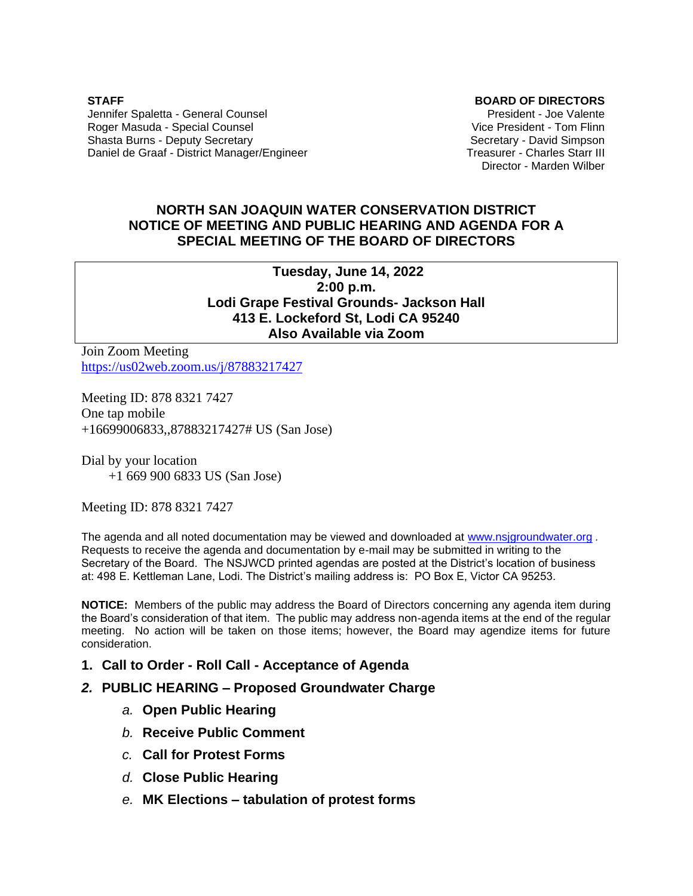**STAFF**
Jennifer Spaletta - General Counsel
Roger Masuda - Special Counsel
Shasta Burns - Deputy Secretary
Daniel de Graaf - District Manager/Engineer

**BOARD OF DIRECTORS**
President - Joe Valente
Vice President - Tom Flinn
Secretary - David Simpson
Treasurer - Charles Starr III
Director - Marden Wilber

# NORTH SAN JOAQUIN WATER CONSERVATION DISTRICT NOTICE OF MEETING AND PUBLIC HEARING AND AGENDA FOR A SPECIAL MEETING OF THE BOARD OF DIRECTORS

**Tuesday, June 14, 2022**
**2:00 p.m.**
**Lodi Grape Festival Grounds- Jackson Hall**
**413 E. Lockeford St, Lodi CA 95240**
**Also Available via Zoom**

Join Zoom Meeting
https://us02web.zoom.us/j/87883217427

Meeting ID: 878 8321 7427
One tap mobile
+16699006833,,87883217427# US (San Jose)

Dial by your location
+1 669 900 6833 US (San Jose)

Meeting ID: 878 8321 7427

The agenda and all noted documentation may be viewed and downloaded at www.nsjgroundwater.org . Requests to receive the agenda and documentation by e-mail may be submitted in writing to the Secretary of the Board. The NSJWCD printed agendas are posted at the District's location of business at: 498 E. Kettleman Lane, Lodi. The District's mailing address is: PO Box E, Victor CA 95253.

**NOTICE:** Members of the public may address the Board of Directors concerning any agenda item during the Board's consideration of that item. The public may address non-agenda items at the end of the regular meeting. No action will be taken on those items; however, the Board may agendize items for future consideration.

1. **Call to Order - Roll Call - Acceptance of Agenda**
2. **PUBLIC HEARING – Proposed Groundwater Charge**
   - *a.* **Open Public Hearing**
   - *b.* **Receive Public Comment**
   - *c.* **Call for Protest Forms**
   - *d.* **Close Public Hearing**
   - *e.* **MK Elections – tabulation of protest forms**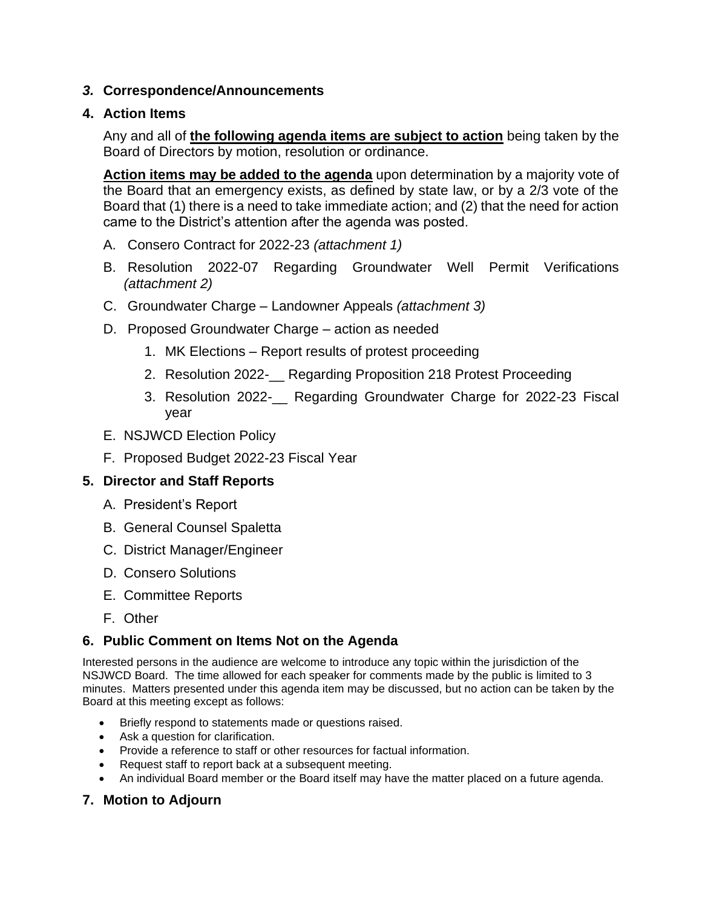***3.*** **Correspondence/Announcements**

**4. Action Items**

Any and all of **the following agenda items are subject to action** being taken by the Board of Directors by motion, resolution or ordinance.

**Action items may be added to the agenda** upon determination by a majority vote of the Board that an emergency exists, as defined by state law, or by a 2/3 vote of the Board that (1) there is a need to take immediate action; and (2) that the need for action came to the District's attention after the agenda was posted.

A. Consero Contract for 2022-23 *(attachment 1)*

B. Resolution 2022-07 Regarding Groundwater Well Permit Verifications *(attachment 2)*

C. Groundwater Charge – Landowner Appeals *(attachment 3)*

D. Proposed Groundwater Charge – action as needed

1. MK Elections – Report results of protest proceeding
2. Resolution 2022-__ Regarding Proposition 218 Protest Proceeding
3. Resolution 2022-__ Regarding Groundwater Charge for 2022-23 Fiscal year

E. NSJWCD Election Policy

F. Proposed Budget 2022-23 Fiscal Year

**5. Director and Staff Reports**

A. President's Report

B. General Counsel Spaletta

C. District Manager/Engineer

D. Consero Solutions

E. Committee Reports

F. Other

**6. Public Comment on Items Not on the Agenda**

Interested persons in the audience are welcome to introduce any topic within the jurisdiction of the NSJWCD Board. The time allowed for each speaker for comments made by the public is limited to 3 minutes. Matters presented under this agenda item may be discussed, but no action can be taken by the Board at this meeting except as follows:

- Briefly respond to statements made or questions raised.
- Ask a question for clarification.
- Provide a reference to staff or other resources for factual information.
- Request staff to report back at a subsequent meeting.
- An individual Board member or the Board itself may have the matter placed on a future agenda.

**7. Motion to Adjourn**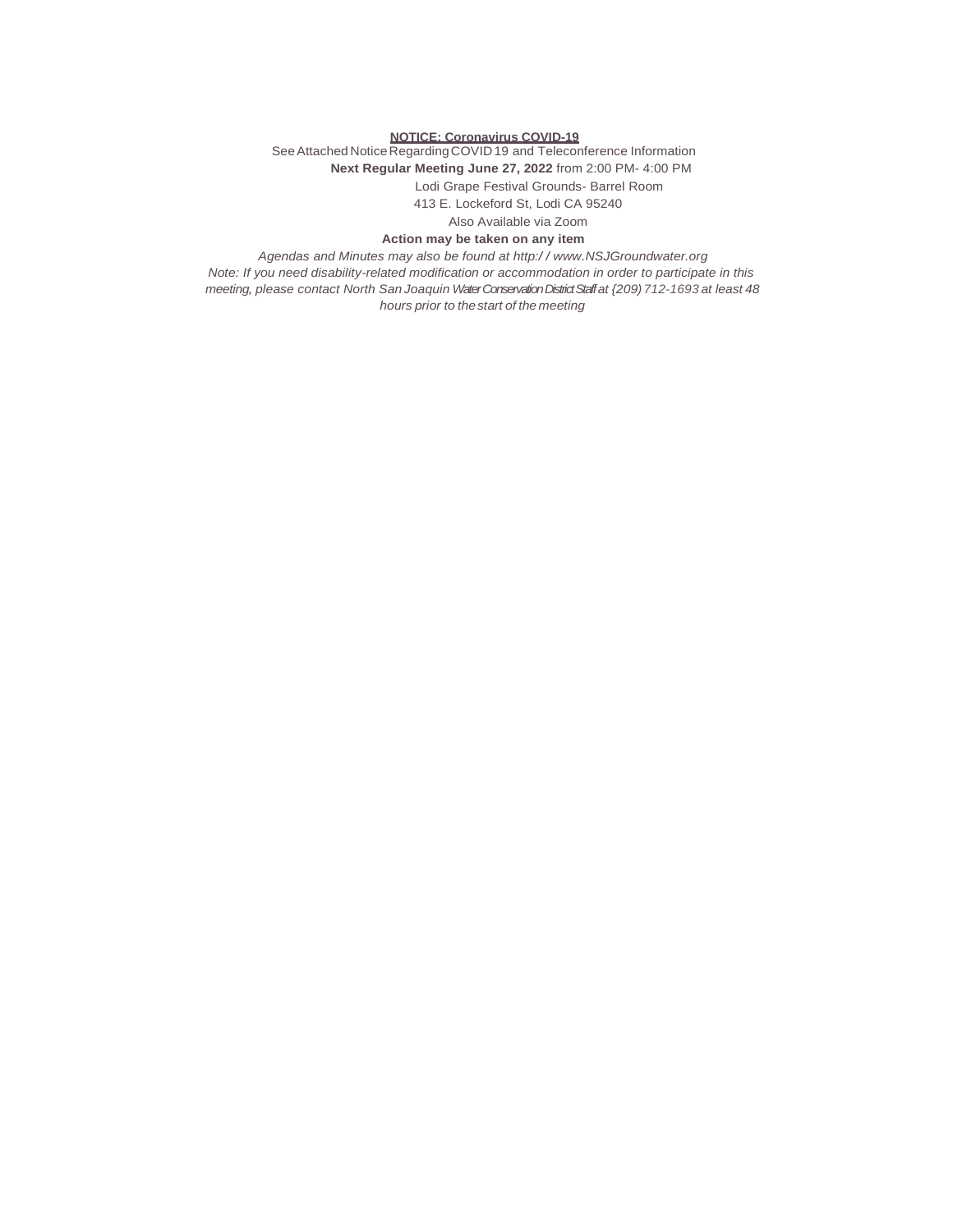**<u>NOTICE: Coronavirus COVID-19</u>**

See Attached Notice Regarding COVID 19 and Teleconference Information

**Next Regular Meeting June 27, 2022** from 2:00 PM- 4:00 PM

Lodi Grape Festival Grounds- Barrel Room

413 E. Lockeford St, Lodi CA 95240

Also Available via Zoom

**Action may be taken on any item**

*Agendas and Minutes may also be found at http:/ / www.NSJGroundwater.org*

*Note: If you need disability-related modification or accommodation in order to participate in this meeting, please contact North San Joaquin Water Conservation District Staff at {209) 712-1693 at least 48 hours prior to the start of the meeting*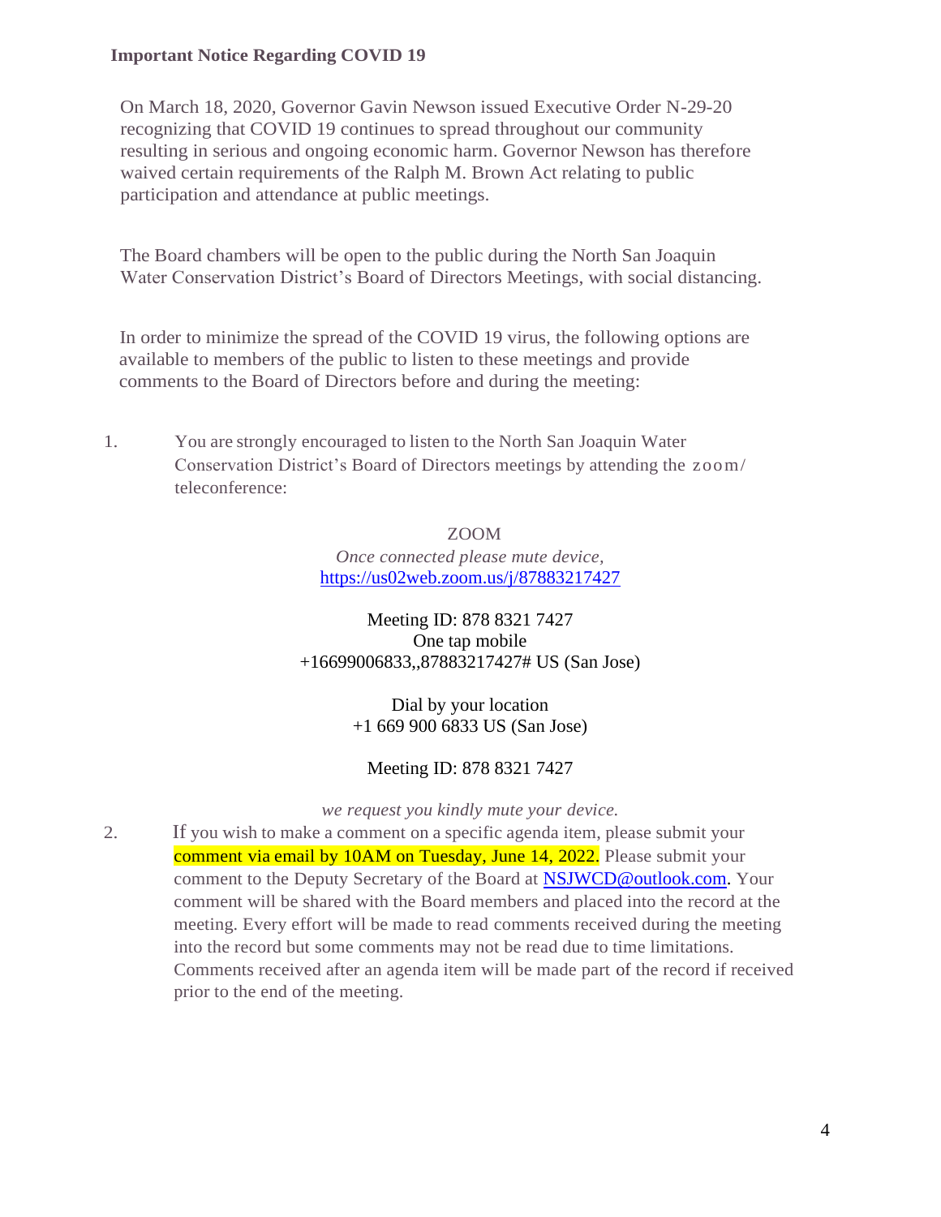**Important Notice Regarding COVID 19**

On March 18, 2020, Governor Gavin Newson issued Executive Order N-29-20 recognizing that COVID 19 continues to spread throughout our community resulting in serious and ongoing economic harm. Governor Newson has therefore waived certain requirements of the Ralph M. Brown Act relating to public participation and attendance at public meetings.

The Board chambers will be open to the public during the North San Joaquin Water Conservation District's Board of Directors Meetings, with social distancing.

In order to minimize the spread of the COVID 19 virus, the following options are available to members of the public to listen to these meetings and provide comments to the Board of Directors before and during the meeting:

1. You are strongly encouraged to listen to the North San Joaquin Water Conservation District's Board of Directors meetings by attending the zoom/ teleconference:

   ZOOM
   *Once connected please mute device,*
   https://us02web.zoom.us/j/87883217427

   Meeting ID: 878 8321 7427
   One tap mobile
   +16699006833,,87883217427# US (San Jose)

   Dial by your location
   +1 669 900 6833 US (San Jose)

   Meeting ID: 878 8321 7427

   *we request you kindly mute your device.*

2. If you wish to make a comment on a specific agenda item, please submit your comment via email by 10AM on Tuesday, June 14, 2022. Please submit your comment to the Deputy Secretary of the Board at NSJWCD@outlook.com. Your comment will be shared with the Board members and placed into the record at the meeting. Every effort will be made to read comments received during the meeting into the record but some comments may not be read due to time limitations. Comments received after an agenda item will be made part of the record if received prior to the end of the meeting.